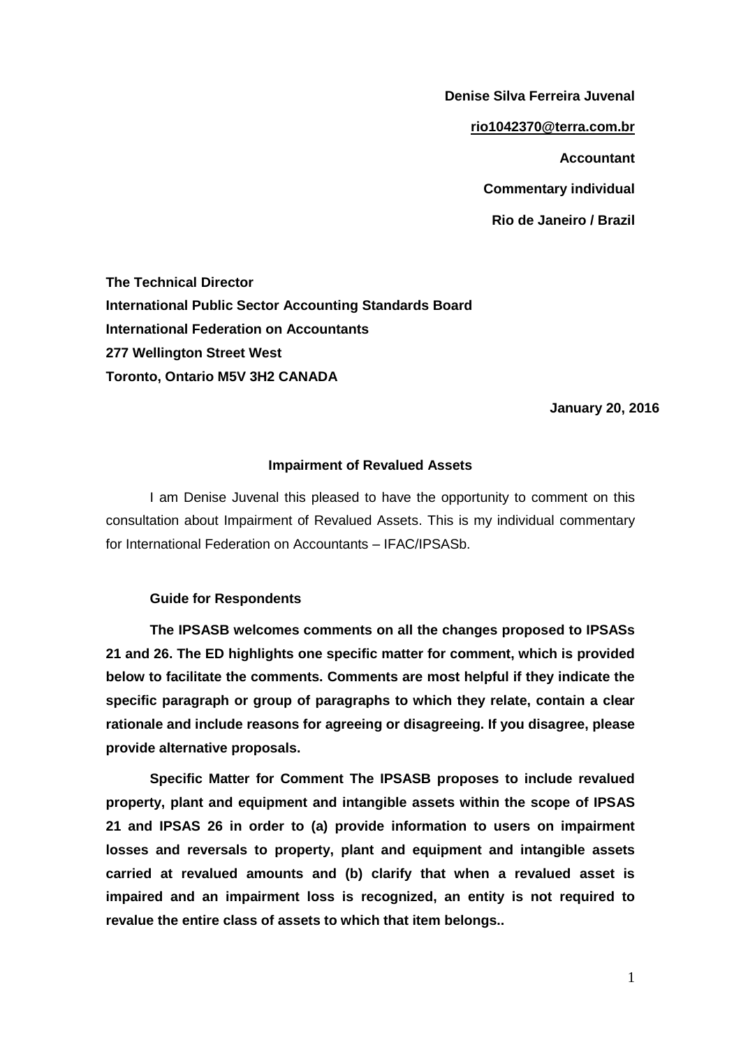**Denise Silva Ferreira Juvenal**

**rio1042370@terra.com.br**

**Accountant**

**Commentary individual**

**Rio de Janeiro / Brazil**

**The Technical Director**
**International Public Sector Accounting Standards Board**
**International Federation on Accountants**
**277 Wellington Street West**
**Toronto, Ontario M5V 3H2 CANADA**

**January 20, 2016**

**Impairment of Revalued Assets**

I am Denise Juvenal this pleased to have the opportunity to comment on this consultation about Impairment of Revalued Assets. This is my individual commentary for International Federation on Accountants – IFAC/IPSASb.

**Guide for Respondents**

**The IPSASB welcomes comments on all the changes proposed to IPSASs 21 and 26. The ED highlights one specific matter for comment, which is provided below to facilitate the comments. Comments are most helpful if they indicate the specific paragraph or group of paragraphs to which they relate, contain a clear rationale and include reasons for agreeing or disagreeing. If you disagree, please provide alternative proposals.**

**Specific Matter for Comment The IPSASB proposes to include revalued property, plant and equipment and intangible assets within the scope of IPSAS 21 and IPSAS 26 in order to (a) provide information to users on impairment losses and reversals to property, plant and equipment and intangible assets carried at revalued amounts and (b) clarify that when a revalued asset is impaired and an impairment loss is recognized, an entity is not required to revalue the entire class of assets to which that item belongs..**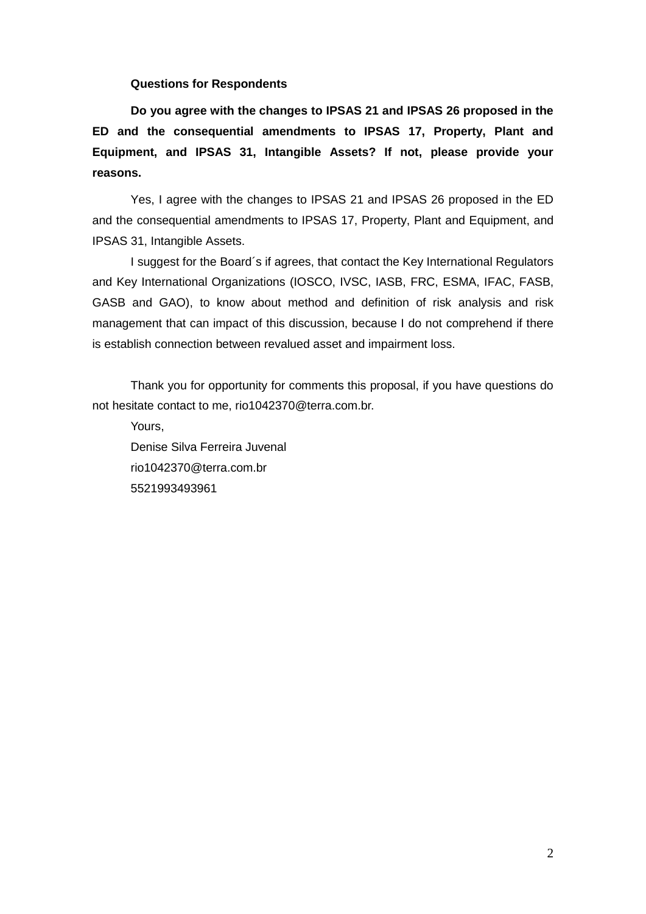**Questions for Respondents**

**Do you agree with the changes to IPSAS 21 and IPSAS 26 proposed in the ED and the consequential amendments to IPSAS 17, Property, Plant and Equipment, and IPSAS 31, Intangible Assets? If not, please provide your reasons.**

Yes, I agree with the changes to IPSAS 21 and IPSAS 26 proposed in the ED and the consequential amendments to IPSAS 17, Property, Plant and Equipment, and IPSAS 31, Intangible Assets.

I suggest for the Board´s if agrees, that contact the Key International Regulators and Key International Organizations (IOSCO, IVSC, IASB, FRC, ESMA, IFAC, FASB, GASB and GAO), to know about method and definition of risk analysis and risk management that can impact of this discussion, because I do not comprehend if there is establish connection between revalued asset and impairment loss.

Thank you for opportunity for comments this proposal, if you have questions do not hesitate contact to me, rio1042370@terra.com.br.

Yours,

Denise Silva Ferreira Juvenal

rio1042370@terra.com.br

5521993493961